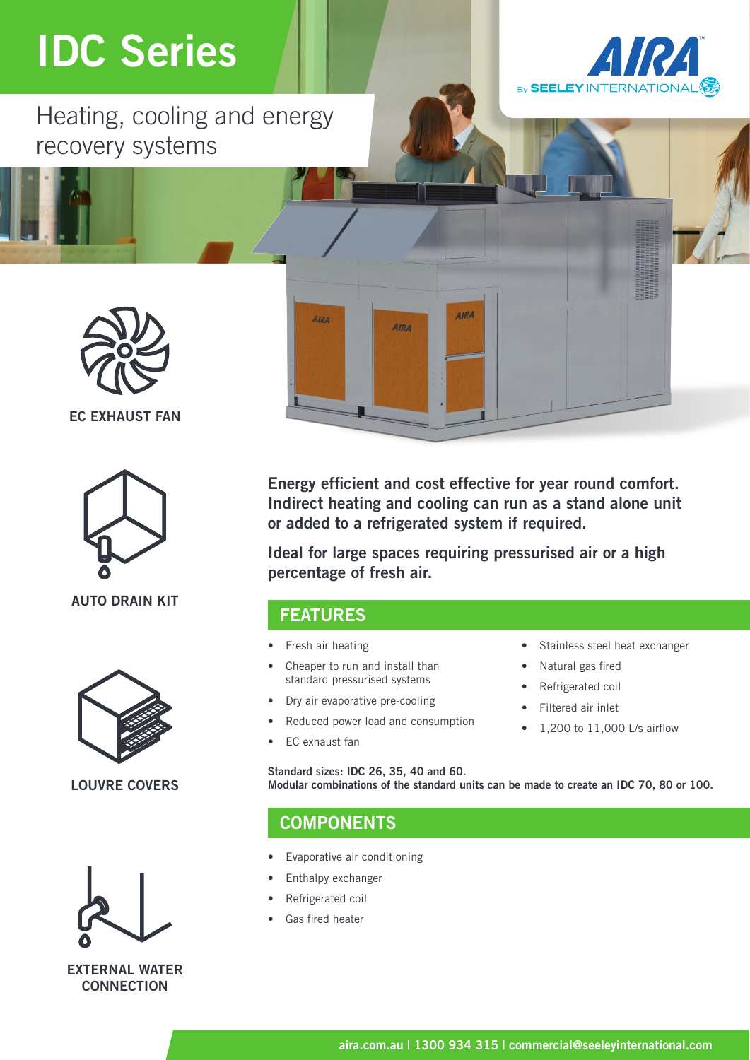# IDC Series

## Heating, cooling and energy recovery systems

**EC EXHAUST FAN**

**AUTO DRAIN KIT**

**LOUVRE COVERS**

**EXTERNAL WATER CONNECTION**

**Energy efficient and cost effective for year round comfort. Indirect heating and cooling can run as a stand alone unit or added to a refrigerated system if required.**

**Ideal for large spaces requiring pressurised air or a high percentage of fresh air.**

## FEATURES

- Fresh air heating
- Cheaper to run and install than standard pressurised systems
- Dry air evaporative pre-cooling
- Reduced power load and consumption
- EC exhaust fan
- Stainless steel heat exchanger
- Natural gas fired
- Refrigerated coil
- Filtered air inlet
- 1,200 to 11,000 L/s airflow

**Standard sizes: IDC 26, 35, 40 and 60.**
**Modular combinations of the standard units can be made to create an IDC 70, 80 or 100.**

## COMPONENTS

- Evaporative air conditioning
- Enthalpy exchanger
- Refrigerated coil
- Gas fired heater

aira.com.au | 1300 934 315 | commercial@seeleyinternational.com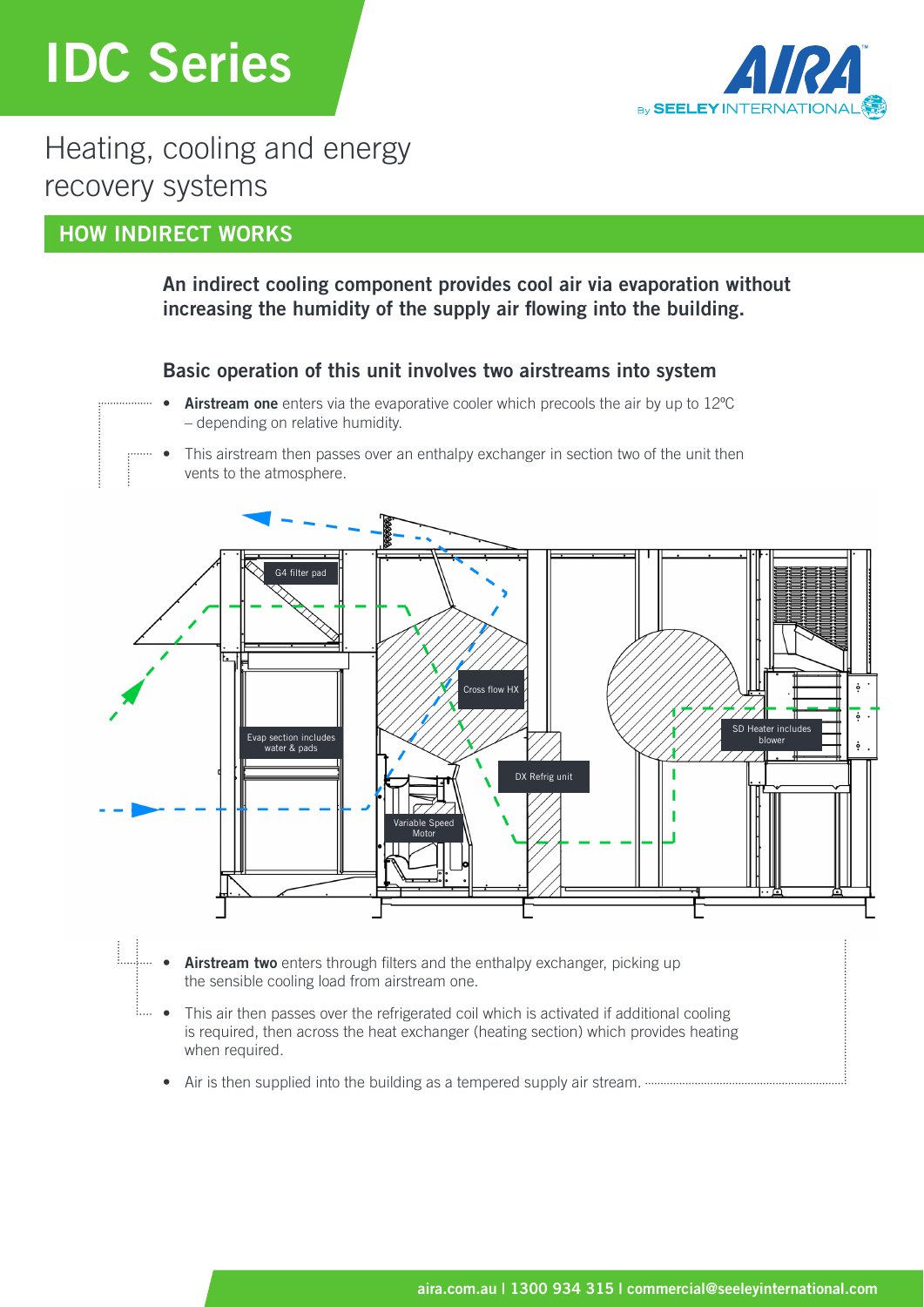# IDC Series

## Heating, cooling and energy recovery systems

## HOW INDIRECT WORKS

**An indirect cooling component provides cool air via evaporation without increasing the humidity of the supply air flowing into the building.**

### Basic operation of this unit involves two airstreams into system

- **Airstream one** enters via the evaporative cooler which precools the air by up to 12ºC – depending on relative humidity.
- This airstream then passes over an enthalpy exchanger in section two of the unit then vents to the atmosphere.

G4 filter pad

Cross flow HX

Evap section includes water & pads

SD Heater includes blower

DX Refrig unit

Variable Speed Motor

- **Airstream two** enters through filters and the enthalpy exchanger, picking up the sensible cooling load from airstream one.
- This air then passes over the refrigerated coil which is activated if additional cooling is required, then across the heat exchanger (heating section) which provides heating when required.
- Air is then supplied into the building as a tempered supply air stream.